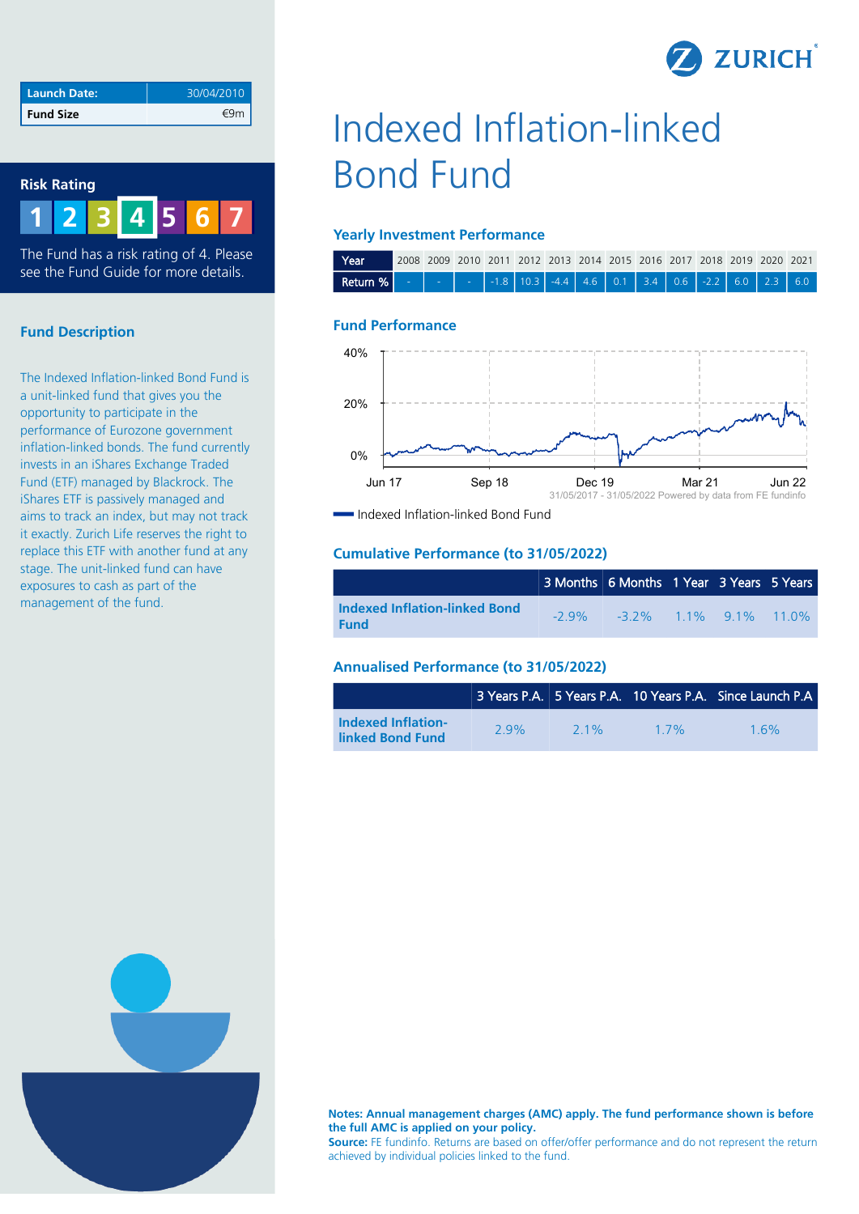| Launch Date: | 30/04/2010 |
| --- | --- |
| Fund Size | €9m |

## Risk Rating

1 2 3 **4** 5 6 7

The Fund has a risk rating of 4. Please see the Fund Guide for more details.

## Fund Description

The Indexed Inflation-linked Bond Fund is a unit-linked fund that gives you the opportunity to participate in the performance of Eurozone government inflation-linked bonds. The fund currently invests in an iShares Exchange Traded Fund (ETF) managed by Blackrock. The iShares ETF is passively managed and aims to track an index, but may not track it exactly. Zurich Life reserves the right to replace this ETF with another fund at any stage. The unit-linked fund can have exposures to cash as part of the management of the fund.

# Indexed Inflation-linked Bond Fund

### Yearly Investment Performance

| Year | 2008 | 2009 | 2010 | 2011 | 2012 | 2013 | 2014 | 2015 | 2016 | 2017 | 2018 | 2019 | 2020 | 2021 |
| --- | --- | --- | --- | --- | --- | --- | --- | --- | --- | --- | --- | --- | --- | --- |
| Return % | - | - | - | -1.8 | 10.3 | -4.4 | 4.6 | 0.1 | 3.4 | 0.6 | -2.2 | 6.0 | 2.3 | 6.0 |

### Fund Performance

40%
20%
0%
Jun 17 Sep 18 Dec 19 Mar 21 Jun 22
31/05/2017 - 31/05/2022 Powered by data from FE fundinfo

Indexed Inflation-linked Bond Fund

### Cumulative Performance (to 31/05/2022)

| | 3 Months | 6 Months | 1 Year | 3 Years | 5 Years |
| --- | --- | --- | --- | --- | --- |
| **Indexed Inflation-linked Bond Fund** | -2.9% | -3.2% | 1.1% | 9.1% | 11.0% |

### Annualised Performance (to 31/05/2022)

| | 3 Years P.A. | 5 Years P.A. | 10 Years P.A. | Since Launch P.A |
| --- | --- | --- | --- | --- |
| **Indexed Inflation-linked Bond Fund** | 2.9% | 2.1% | 1.7% | 1.6% |

**Notes: Annual management charges (AMC) apply. The fund performance shown is before the full AMC is applied on your policy.**
**Source:** FE fundinfo. Returns are based on offer/offer performance and do not represent the return achieved by individual policies linked to the fund.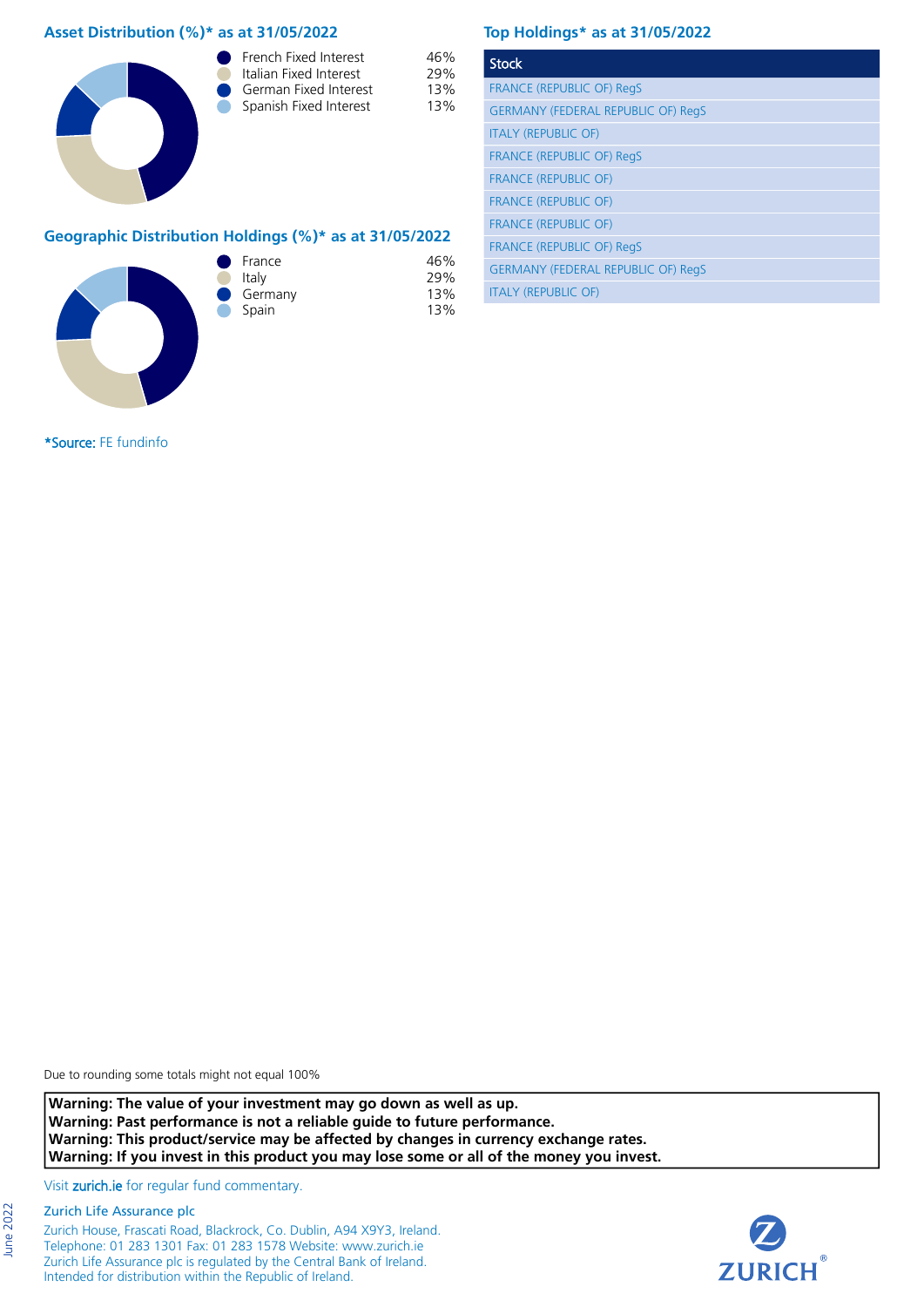## Asset Distribution (%)* as at 31/05/2022

French Fixed Interest 46%
Italian Fixed Interest 29%
German Fixed Interest 13%
Spanish Fixed Interest 13%

## Geographic Distribution Holdings (%)* as at 31/05/2022

France 46%
Italy 29%
Germany 13%
Spain 13%

*Source: FE fundinfo

## Top Holdings* as at 31/05/2022

| Stock |
|---|
| FRANCE (REPUBLIC OF) RegS |
| GERMANY (FEDERAL REPUBLIC OF) RegS |
| ITALY (REPUBLIC OF) |
| FRANCE (REPUBLIC OF) RegS |
| FRANCE (REPUBLIC OF) |
| FRANCE (REPUBLIC OF) |
| FRANCE (REPUBLIC OF) |
| FRANCE (REPUBLIC OF) RegS |
| GERMANY (FEDERAL REPUBLIC OF) RegS |
| ITALY (REPUBLIC OF) |

Due to rounding some totals might not equal 100%

**Warning: The value of your investment may go down as well as up.**
**Warning: Past performance is not a reliable guide to future performance.**
**Warning: This product/service may be affected by changes in currency exchange rates.**
**Warning: If you invest in this product you may lose some or all of the money you invest.**

Visit zurich.ie for regular fund commentary.

Zurich Life Assurance plc
Zurich House, Frascati Road, Blackrock, Co. Dublin, A94 X9Y3, Ireland.
Telephone: 01 283 1301 Fax: 01 283 1578 Website: www.zurich.ie
Zurich Life Assurance plc is regulated by the Central Bank of Ireland.
Intended for distribution within the Republic of Ireland.

June 2022